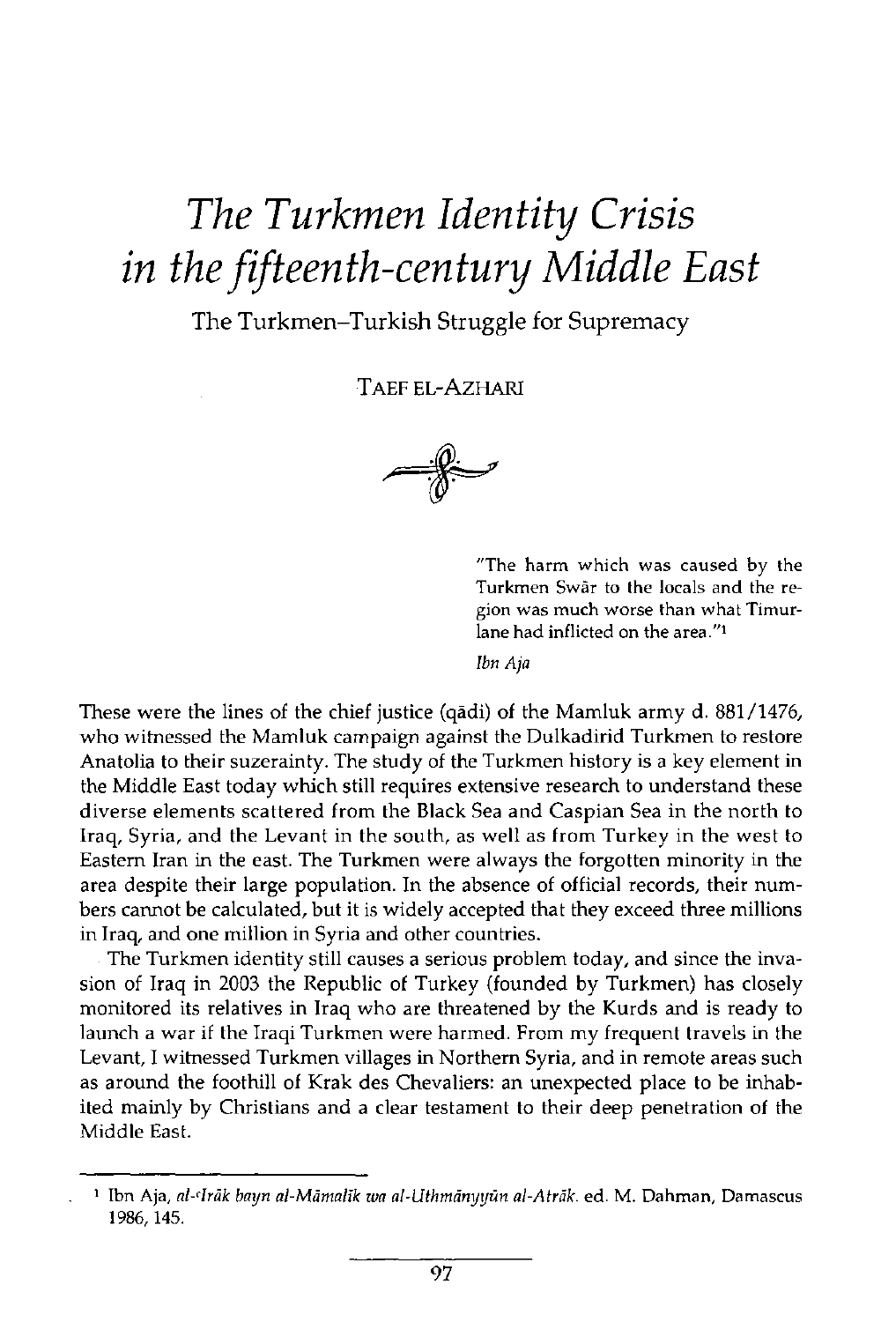# *The Turkmen Identity Crisis in the fifteenth-century Middle East*

## The Turkmen–Turkish Struggle for Supremacy

TAEF EL-AZHARI

> "The harm which was caused by the Turkmen Swār to the locals and the region was much worse than what Timurlane had inflicted on the area."[1]
>
> *Ibn Aja*

These were the lines of the chief justice (qādi) of the Mamluk army d. 881/1476, who witnessed the Mamluk campaign against the Dulkadirid Turkmen to restore Anatolia to their suzerainty. The study of the Turkmen history is a key element in the Middle East today which still requires extensive research to understand these diverse elements scattered from the Black Sea and Caspian Sea in the north to Iraq, Syria, and the Levant in the south, as well as from Turkey in the west to Eastern Iran in the east. The Turkmen were always the forgotten minority in the area despite their large population. In the absence of official records, their numbers cannot be calculated, but it is widely accepted that they exceed three millions in Iraq, and one million in Syria and other countries.

The Turkmen identity still causes a serious problem today, and since the invasion of Iraq in 2003 the Republic of Turkey (founded by Turkmen) has closely monitored its relatives in Iraq who are threatened by the Kurds and is ready to launch a war if the Iraqi Turkmen were harmed. From my frequent travels in the Levant, I witnessed Turkmen villages in Northern Syria, and in remote areas such as around the foothill of Krak des Chevaliers: an unexpected place to be inhabited mainly by Christians and a clear testament to their deep penetration of the Middle East.

---

[1] Ibn Aja, *al-ʿIrāk bayn al-Māmalīk wa al-Uthmānyyūn al-Atrāk*. ed. M. Dahman, Damascus 1986, 145.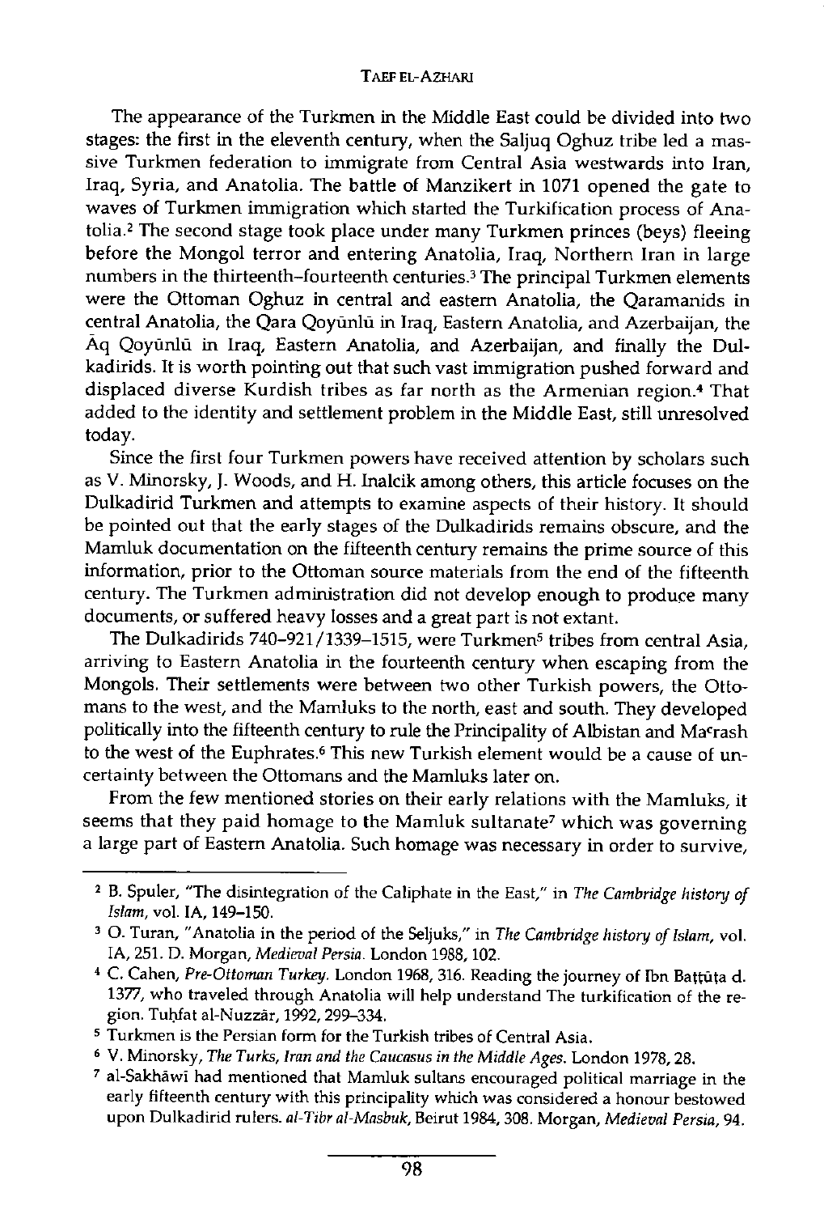The appearance of the Turkmen in the Middle East could be divided into two stages: the first in the eleventh century, when the Saljuq Oghuz tribe led a massive Turkmen federation to immigrate from Central Asia westwards into Iran, Iraq, Syria, and Anatolia. The battle of Manzikert in 1071 opened the gate to waves of Turkmen immigration which started the Turkification process of Anatolia.[2] The second stage took place under many Turkmen princes (beys) fleeing before the Mongol terror and entering Anatolia, Iraq, Northern Iran in large numbers in the thirteenth–fourteenth centuries.[3] The principal Turkmen elements were the Ottoman Oghuz in central and eastern Anatolia, the Qaramanids in central Anatolia, the Qara Qoyūnlū in Iraq, Eastern Anatolia, and Azerbaijan, the Āq Qoyūnlū in Iraq, Eastern Anatolia, and Azerbaijan, and finally the Dulkadirids. It is worth pointing out that such vast immigration pushed forward and displaced diverse Kurdish tribes as far north as the Armenian region.[4] That added to the identity and settlement problem in the Middle East, still unresolved today.

Since the first four Turkmen powers have received attention by scholars such as V. Minorsky, J. Woods, and H. Inalcik among others, this article focuses on the Dulkadirid Turkmen and attempts to examine aspects of their history. It should be pointed out that the early stages of the Dulkadirids remains obscure, and the Mamluk documentation on the fifteenth century remains the prime source of this information, prior to the Ottoman source materials from the end of the fifteenth century. The Turkmen administration did not develop enough to produce many documents, or suffered heavy losses and a great part is not extant.

The Dulkadirids 740–921/1339–1515, were Turkmen[5] tribes from central Asia, arriving to Eastern Anatolia in the fourteenth century when escaping from the Mongols. Their settlements were between two other Turkish powers, the Ottomans to the west, and the Mamluks to the north, east and south. They developed politically into the fifteenth century to rule the Principality of Albistan and Maʿrash to the west of the Euphrates.[6] This new Turkish element would be a cause of uncertainty between the Ottomans and the Mamluks later on.

From the few mentioned stories on their early relations with the Mamluks, it seems that they paid homage to the Mamluk sultanate[7] which was governing a large part of Eastern Anatolia. Such homage was necessary in order to survive,

---

[2] B. Spuler, "The disintegration of the Caliphate in the East," in *The Cambridge history of Islam*, vol. IA, 149–150.

[3] O. Turan, "Anatolia in the period of the Seljuks," in *The Cambridge history of Islam*, vol. IA, 251. D. Morgan, *Medieval Persia*. London 1988, 102.

[4] C. Cahen, *Pre-Ottoman Turkey*. London 1968, 316. Reading the journey of Ibn Baṭṭūṭa d. 1377, who traveled through Anatolia will help understand The turkification of the region. Tuḥfat al-Nuzzār, 1992, 299–334.

[5] Turkmen is the Persian form for the Turkish tribes of Central Asia.

[6] V. Minorsky, *The Turks, Iran and the Caucasus in the Middle Ages*. London 1978, 28.

[7] al-Sakhāwī had mentioned that Mamluk sultans encouraged political marriage in the early fifteenth century with this principality which was considered a honour bestowed upon Dulkadirid rulers. *al-Tibr al-Masbuk*, Beirut 1984, 308. Morgan, *Medieval Persia*, 94.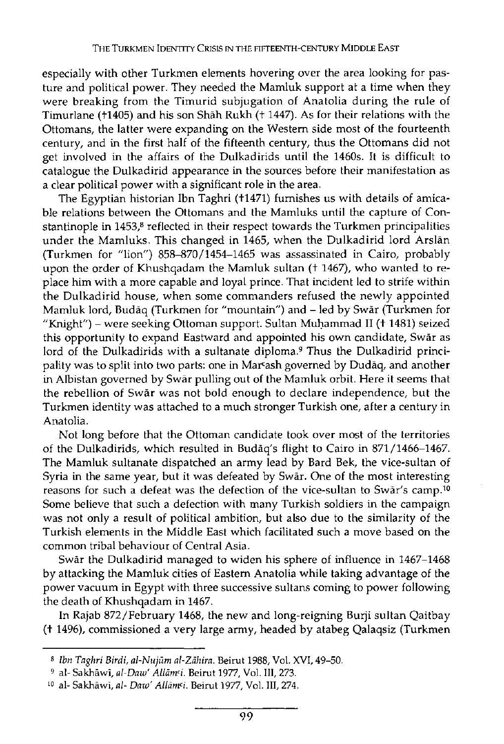especially with other Turkmen elements hovering over the area looking for pasture and political power. They needed the Mamluk support at a time when they were breaking from the Timurid subjugation of Anatolia during the rule of Timurlane (†1405) and his son Shāh Rukh († 1447). As for their relations with the Ottomans, the latter were expanding on the Western side most of the fourteenth century, and in the first half of the fifteenth century, thus the Ottomans did not get involved in the affairs of the Dulkadirids until the 1460s. It is difficult to catalogue the Dulkadirid appearance in the sources before their manifestation as a clear political power with a significant role in the area.

The Egyptian historian Ibn Taghri (†1471) furnishes us with details of amicable relations between the Ottomans and the Mamluks until the capture of Constantinople in 1453,[8] reflected in their respect towards the Turkmen principalities under the Mamluks. This changed in 1465, when the Dulkadirid lord Arslān (Turkmen for "lion") 858–870/1454–1465 was assassinated in Cairo, probably upon the order of Khushqadam the Mamluk sultan († 1467), who wanted to replace him with a more capable and loyal prince. That incident led to strife within the Dulkadirid house, when some commanders refused the newly appointed Mamluk lord, Budāq (Turkmen for "mountain") and – led by Swār (Turkmen for "Knight") – were seeking Ottoman support. Sultan Muḥammad II († 1481) seized this opportunity to expand Eastward and appointed his own candidate, Swār as lord of the Dulkadirids with a sultanate diploma.[9] Thus the Dulkadirid principality was to split into two parts: one in Marʿash governed by Dudāq, and another in Albistan governed by Swār pulling out of the Mamluk orbit. Here it seems that the rebellion of Swār was not bold enough to declare independence, but the Turkmen identity was attached to a much stronger Turkish one, after a century in Anatolia.

Not long before that the Ottoman candidate took over most of the territories of the Dulkadirids, which resulted in Budāq's flight to Cairo in 871/1466–1467. The Mamluk sultanate dispatched an army lead by Bard Bek, the vice-sultan of Syria in the same year, but it was defeated by Swār. One of the most interesting reasons for such a defeat was the defection of the vice-sultan to Swār's camp.[10] Some believe that such a defection with many Turkish soldiers in the campaign was not only a result of political ambition, but also due to the similarity of the Turkish elements in the Middle East which facilitated such a move based on the common tribal behaviour of Central Asia.

Swār the Dulkadirid managed to widen his sphere of influence in 1467–1468 by attacking the Mamluk cities of Eastern Anatolia while taking advantage of the power vacuum in Egypt with three successive sultans coming to power following the death of Khushqadam in 1467.

In Rajab 872/February 1468, the new and long-reigning Burji sultan Qaitbay († 1496), commissioned a very large army, headed by atabeg Qalaqsiz (Turkmen

---

[8] *Ibn Taghri Birdi, al-Nujūm al-Zāhira.* Beirut 1988, Vol. XVI, 49–50.

[9] al- Sakhāwi, *al-Daw' Allāmʿi.* Beirut 1977, Vol. III, 273.

[10] al- Sakhāwi, *al- Daw' Allāmʿi.* Beirut 1977, Vol. III, 274.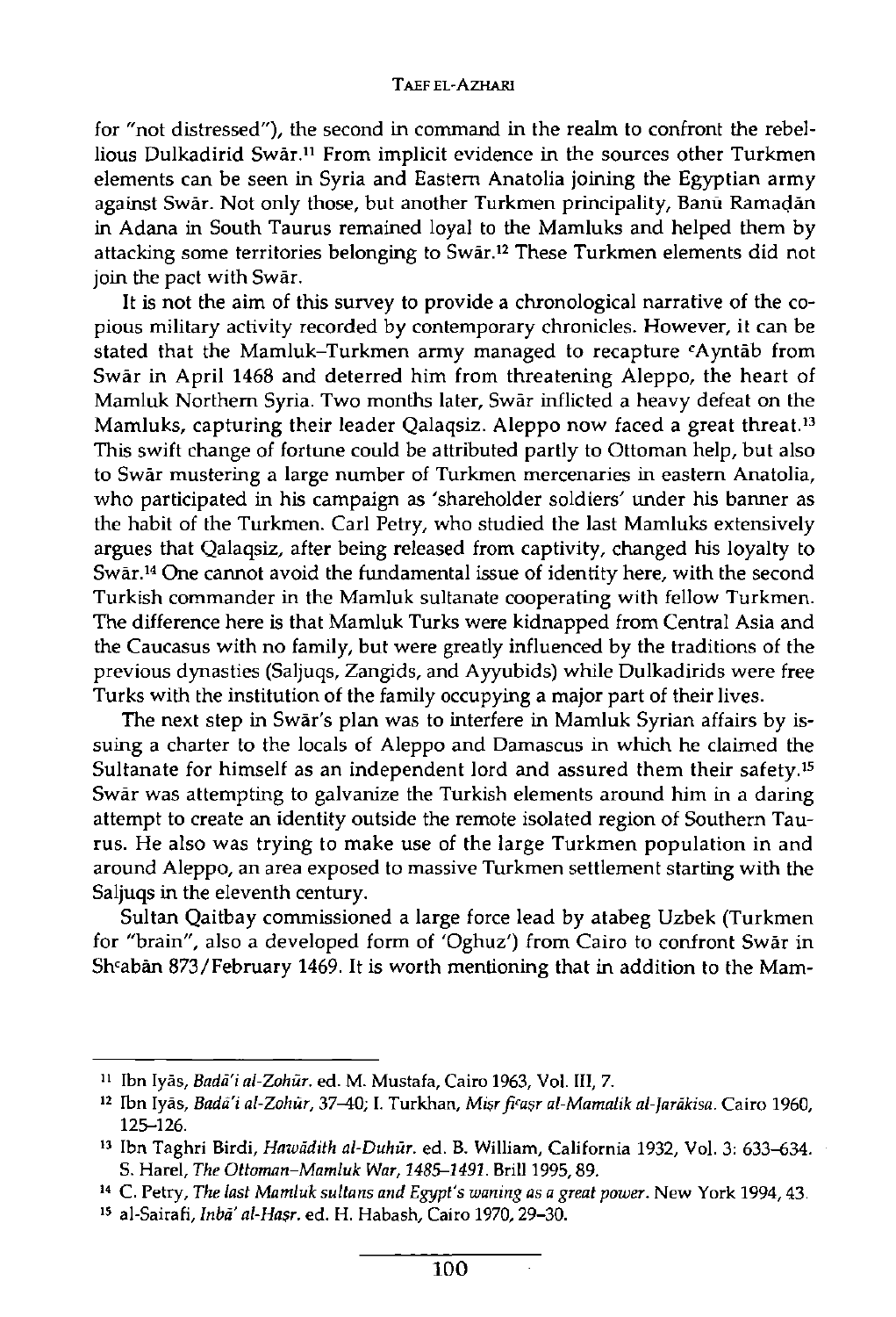for "not distressed"), the second in command in the realm to confront the rebellious Dulkadirid Swār.[11] From implicit evidence in the sources other Turkmen elements can be seen in Syria and Eastern Anatolia joining the Egyptian army against Swār. Not only those, but another Turkmen principality, Banū Ramaḍān in Adana in South Taurus remained loyal to the Mamluks and helped them by attacking some territories belonging to Swār.[12] These Turkmen elements did not join the pact with Swār.

It is not the aim of this survey to provide a chronological narrative of the copious military activity recorded by contemporary chronicles. However, it can be stated that the Mamluk–Turkmen army managed to recapture ᶜAyntāb from Swār in April 1468 and deterred him from threatening Aleppo, the heart of Mamluk Northern Syria. Two months later, Swār inflicted a heavy defeat on the Mamluks, capturing their leader Qalaqsiz. Aleppo now faced a great threat.[13] This swift change of fortune could be attributed partly to Ottoman help, but also to Swār mustering a large number of Turkmen mercenaries in eastern Anatolia, who participated in his campaign as 'shareholder soldiers' under his banner as the habit of the Turkmen. Carl Petry, who studied the last Mamluks extensively argues that Qalaqsiz, after being released from captivity, changed his loyalty to Swār.[14] One cannot avoid the fundamental issue of identity here, with the second Turkish commander in the Mamluk sultanate cooperating with fellow Turkmen. The difference here is that Mamluk Turks were kidnapped from Central Asia and the Caucasus with no family, but were greatly influenced by the traditions of the previous dynasties (Saljuqs, Zangids, and Ayyubids) while Dulkadirids were free Turks with the institution of the family occupying a major part of their lives.

The next step in Swār's plan was to interfere in Mamluk Syrian affairs by issuing a charter to the locals of Aleppo and Damascus in which he claimed the Sultanate for himself as an independent lord and assured them their safety.[15] Swār was attempting to galvanize the Turkish elements around him in a daring attempt to create an identity outside the remote isolated region of Southern Taurus. He also was trying to make use of the large Turkmen population in and around Aleppo, an area exposed to massive Turkmen settlement starting with the Saljuqs in the eleventh century.

Sultan Qaitbay commissioned a large force lead by atabeg Uzbek (Turkmen for "brain", also a developed form of 'Oghuz') from Cairo to confront Swār in Shᶜabān 873/February 1469. It is worth mentioning that in addition to the Mam-

---

[11] Ibn Iyās, *Badā'i al-Zohūr*. ed. M. Mustafa, Cairo 1963, Vol. III, 7.

[12] Ibn Iyās, *Badā'i al-Zohūr*, 37–40; I. Turkhan, *Miṣr fiᶜaṣr al-Mamalik al-Jarākisa*. Cairo 1960, 125–126.

[13] Ibn Taghrī Birdi, *Hawādith al-Duhūr*. ed. B. William, California 1932, Vol. 3: 633–634. S. Harel, *The Ottoman–Mamluk War, 1485–1491*. Brill 1995, 89.

[14] C. Petry, *The last Mamluk sultans and Egypt's waning as a great power*. New York 1994, 43.

[15] al-Sairafi, *Inbā' al-Haṣr*. ed. H. Habash, Cairo 1970, 29–30.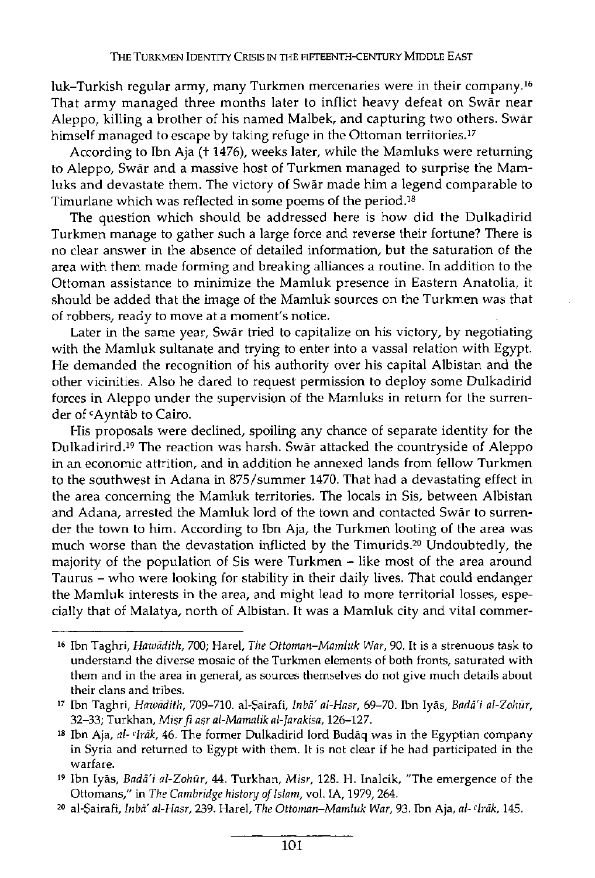luk–Turkish regular army, many Turkmen mercenaries were in their company.[16] That army managed three months later to inflict heavy defeat on Swār near Aleppo, killing a brother of his named Malbek, and capturing two others. Swār himself managed to escape by taking refuge in the Ottoman territories.[17]

According to Ibn Aja († 1476), weeks later, while the Mamluks were returning to Aleppo, Swār and a massive host of Turkmen managed to surprise the Mamluks and devastate them. The victory of Swār made him a legend comparable to Timurlane which was reflected in some poems of the period.[18]

The question which should be addressed here is how did the Dulkadirid Turkmen manage to gather such a large force and reverse their fortune? There is no clear answer in the absence of detailed information, but the saturation of the area with them made forming and breaking alliances a routine. In addition to the Ottoman assistance to minimize the Mamluk presence in Eastern Anatolia, it should be added that the image of the Mamluk sources on the Turkmen was that of robbers, ready to move at a moment's notice.

Later in the same year, Swār tried to capitalize on his victory, by negotiating with the Mamluk sultanate and trying to enter into a vassal relation with Egypt. He demanded the recognition of his authority over his capital Albistan and the other vicinities. Also he dared to request permission to deploy some Dulkadirid forces in Aleppo under the supervision of the Mamluks in return for the surrender of ᶜAyntāb to Cairo.

His proposals were declined, spoiling any chance of separate identity for the Dulkadirird.[19] The reaction was harsh. Swār attacked the countryside of Aleppo in an economic attrition, and in addition he annexed lands from fellow Turkmen to the southwest in Adana in 875/summer 1470. That had a devastating effect in the area concerning the Mamluk territories. The locals in Sis, between Albistan and Adana, arrested the Mamluk lord of the town and contacted Swār to surrender the town to him. According to Ibn Aja, the Turkmen looting of the area was much worse than the devastation inflicted by the Timurids.[20] Undoubtedly, the majority of the population of Sis were Turkmen – like most of the area around Taurus – who were looking for stability in their daily lives. That could endanger the Mamluk interests in the area, and might lead to more territorial losses, especially that of Malatya, north of Albistan. It was a Mamluk city and vital commer-

---

[16] Ibn Taghri, *Hawādith*, 700; Harel, *The Ottoman–Mamluk War*, 90. It is a strenuous task to understand the diverse mosaic of the Turkmen elements of both fronts, saturated with them and in the area in general, as sources themselves do not give much details about their clans and tribes.

[17] Ibn Taghri, *Hawādith*, 709–710. al-Ṣairafi, *Inbā' al-Hasr*, 69–70. Ibn Iyās, *Badā'i al-Zohūr*, 32–33; Turkhan, *Miṣr fi aṣr al-Mamalik al-Jarakisa*, 126–127.

[18] Ibn Aja, *al-ᶜIrāk*, 46. The former Dulkadirid lord Budāq was in the Egyptian company in Syria and returned to Egypt with them. It is not clear if he had participated in the warfare.

[19] Ibn Iyās, *Badā'i al-Zohūr*, 44. Turkhan, *Misr*, 128. H. Inalcik, "The emergence of the Ottomans," in *The Cambridge history of Islam*, vol. IA, 1979, 264.

[20] al-Ṣairafi, *Inbā' al-Hasr*, 239. Harel, *The Ottoman–Mamluk War*, 93. Ibn Aja, *al-ᶜIrāk*, 145.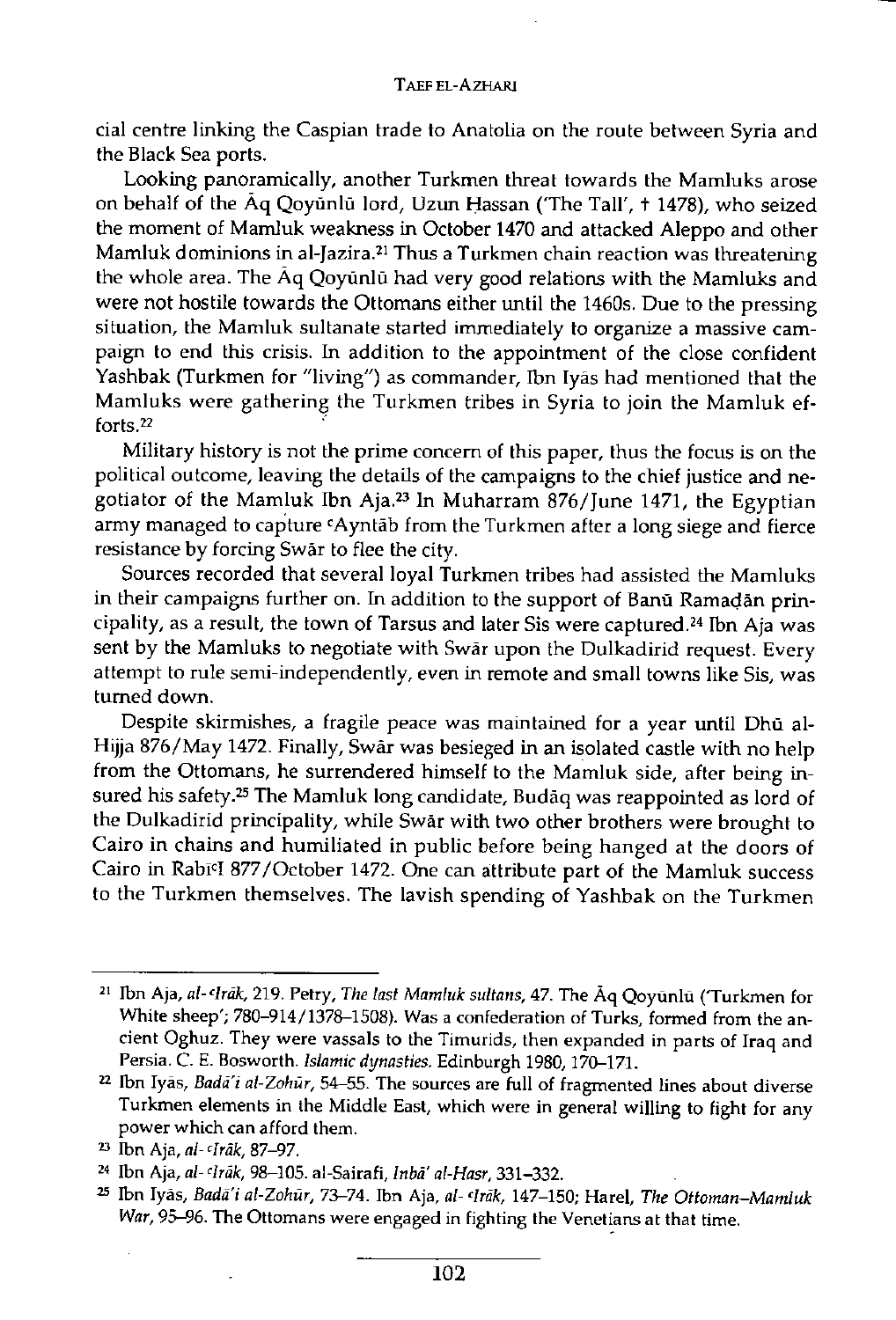cial centre linking the Caspian trade to Anatolia on the route between Syria and the Black Sea ports.

Looking panoramically, another Turkmen threat towards the Mamluks arose on behalf of the Āq Qoyūnlū lord, Uzun Ḥassan ('The Tall', † 1478), who seized the moment of Mamluk weakness in October 1470 and attacked Aleppo and other Mamluk dominions in al-Jazira.[21] Thus a Turkmen chain reaction was threatening the whole area. The Āq Qoyūnlū had very good relations with the Mamluks and were not hostile towards the Ottomans either until the 1460s. Due to the pressing situation, the Mamluk sultanate started immediately to organize a massive campaign to end this crisis. In addition to the appointment of the close confident Yashbak (Turkmen for "living") as commander, Ibn Iyās had mentioned that the Mamluks were gathering the Turkmen tribes in Syria to join the Mamluk efforts.[22]

Military history is not the prime concern of this paper, thus the focus is on the political outcome, leaving the details of the campaigns to the chief justice and negotiator of the Mamluk Ibn Aja.[23] In Muharram 876/June 1471, the Egyptian army managed to capture ʿAyntāb from the Turkmen after a long siege and fierce resistance by forcing Swār to flee the city.

Sources recorded that several loyal Turkmen tribes had assisted the Mamluks in their campaigns further on. In addition to the support of Banū Ramaḍān principality, as a result, the town of Tarsus and later Sis were captured.[24] Ibn Aja was sent by the Mamluks to negotiate with Swār upon the Dulkadirid request. Every attempt to rule semi-independently, even in remote and small towns like Sis, was turned down.

Despite skirmishes, a fragile peace was maintained for a year until Dhū al-Hijja 876/May 1472. Finally, Swār was besieged in an isolated castle with no help from the Ottomans, he surrendered himself to the Mamluk side, after being insured his safety.[25] The Mamluk long candidate, Budāq was reappointed as lord of the Dulkadirid principality, while Swār with two other brothers were brought to Cairo in chains and humiliated in public before being hanged at the doors of Cairo in RabīʿI 877/October 1472. One can attribute part of the Mamluk success to the Turkmen themselves. The lavish spending of Yashbak on the Turkmen

---

[21] Ibn Aja, *al-ʿIrāk*, 219. Petry, *The last Mamluk sultans*, 47. The Āq Qoyūnlū ('Turkmen for White sheep'; 780–914/1378–1508). Was a confederation of Turks, formed from the ancient Oghuz. They were vassals to the Timurids, then expanded in parts of Iraq and Persia. C. E. Bosworth. *Islamic dynasties*. Edinburgh 1980, 170–171.

[22] Ibn Iyās, *Badāʾi al-Zohūr*, 54–55. The sources are full of fragmented lines about diverse Turkmen elements in the Middle East, which were in general willing to fight for any power which can afford them.

[23] Ibn Aja, *al-ʿIrāk*, 87–97.

[24] Ibn Aja, *al-ʿIrāk*, 98–105. al-Sairafi, *Inbāʾ al-Hasr*, 331–332.

[25] Ibn Iyās, *Badāʾi al-Zohūr*, 73–74. Ibn Aja, *al-ʿIrāk*, 147–150; Harel, *The Ottoman–Mamluk War*, 95–96. The Ottomans were engaged in fighting the Venetians at that time.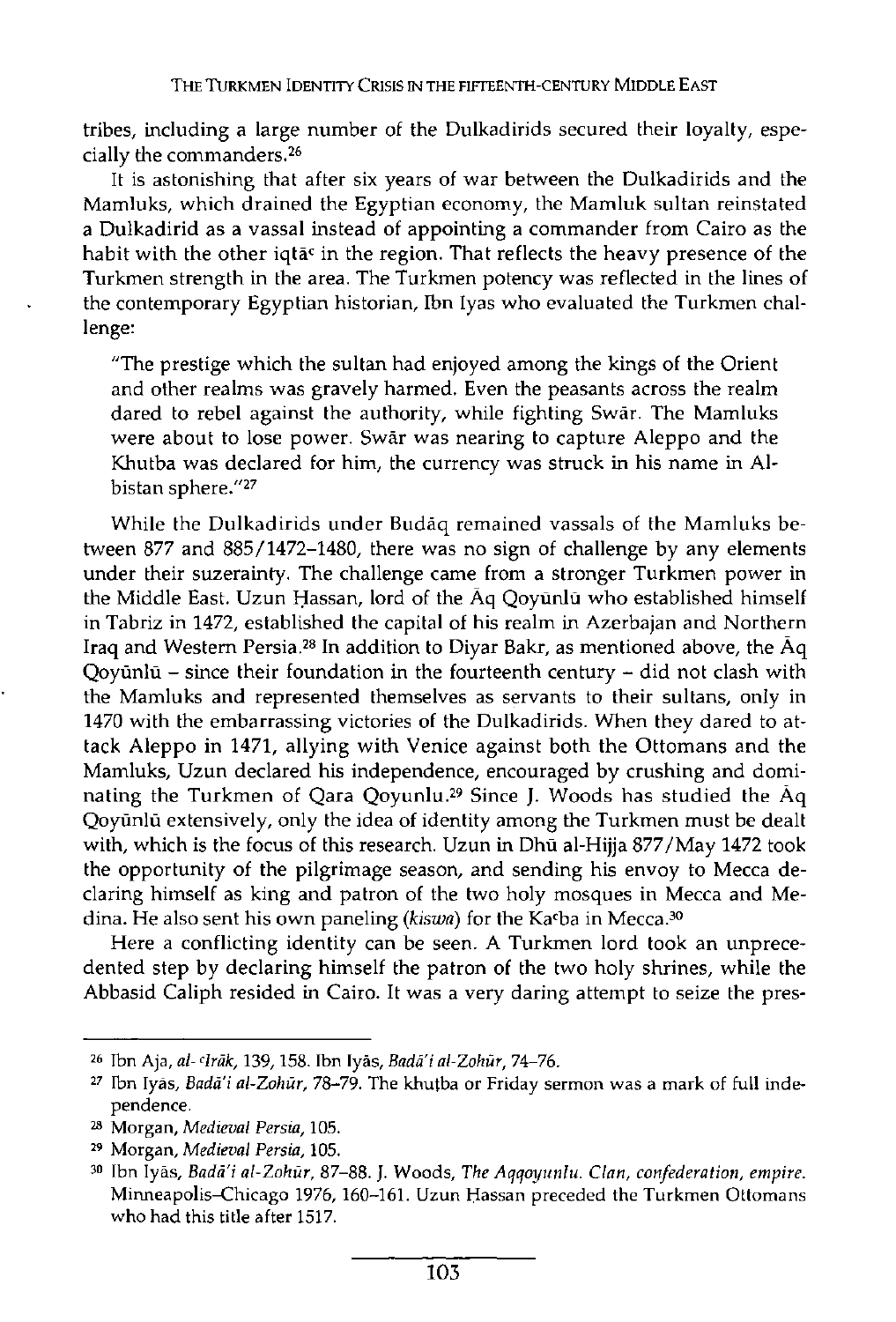tribes, including a large number of the Dulkadirids secured their loyalty, especially the commanders.[26]

It is astonishing that after six years of war between the Dulkadirids and the Mamluks, which drained the Egyptian economy, the Mamluk sultan reinstated a Dulkadirid as a vassal instead of appointing a commander from Cairo as the habit with the other iqtāʿ in the region. That reflects the heavy presence of the Turkmen strength in the area. The Turkmen potency was reflected in the lines of the contemporary Egyptian historian, Ibn Iyas who evaluated the Turkmen challenge:

> "The prestige which the sultan had enjoyed among the kings of the Orient and other realms was gravely harmed. Even the peasants across the realm dared to rebel against the authority, while fighting Swār. The Mamluks were about to lose power. Swār was nearing to capture Aleppo and the Khutba was declared for him, the currency was struck in his name in Albistan sphere."[27]

While the Dulkadirids under Budāq remained vassals of the Mamluks between 877 and 885/1472–1480, there was no sign of challenge by any elements under their suzerainty. The challenge came from a stronger Turkmen power in the Middle East. Uzun Ḥassan, lord of the Āq Qoyūnlū who established himself in Tabriz in 1472, established the capital of his realm in Azerbajan and Northern Iraq and Western Persia.[28] In addition to Diyar Bakr, as mentioned above, the Āq Qoyūnlū – since their foundation in the fourteenth century – did not clash with the Mamluks and represented themselves as servants to their sultans, only in 1470 with the embarrassing victories of the Dulkadirids. When they dared to attack Aleppo in 1471, allying with Venice against both the Ottomans and the Mamluks, Uzun declared his independence, encouraged by crushing and dominating the Turkmen of Qara Qoyunlu.[29] Since J. Woods has studied the Āq Qoyūnlū extensively, only the idea of identity among the Turkmen must be dealt with, which is the focus of this research. Uzun in Dhū al-Hijja 877/May 1472 took the opportunity of the pilgrimage season, and sending his envoy to Mecca declaring himself as king and patron of the two holy mosques in Mecca and Medina. He also sent his own paneling (*kiswa*) for the Kaʿba in Mecca.[30]

Here a conflicting identity can be seen. A Turkmen lord took an unprecedented step by declaring himself the patron of the two holy shrines, while the Abbasid Caliph resided in Cairo. It was a very daring attempt to seize the pres-

---

[26] Ibn Aja, *al-ʿIrāk*, 139, 158. Ibn Iyās, *Badā'i al-Zohūr*, 74–76.

[27] Ibn Iyās, *Badā'i al-Zohūr*, 78–79. The khuṭba or Friday sermon was a mark of full independence.

[28] Morgan, *Medieval Persia*, 105.

[29] Morgan, *Medieval Persia*, 105.

[30] Ibn Iyās, *Badā'i al-Zohūr*, 87–88. J. Woods, *The Aqqoyunlu. Clan, confederation, empire.* Minneapolis–Chicago 1976, 160–161. Uzun Ḥassan preceded the Turkmen Ottomans who had this title after 1517.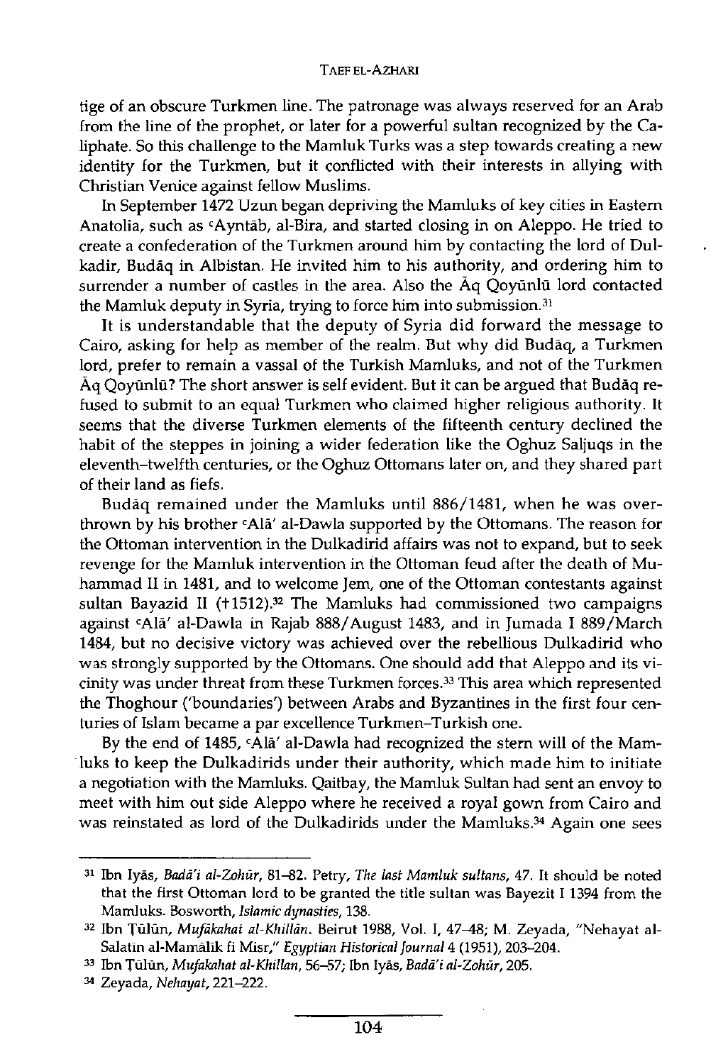tige of an obscure Turkmen line. The patronage was always reserved for an Arab from the line of the prophet, or later for a powerful sultan recognized by the Caliphate. So this challenge to the Mamluk Turks was a step towards creating a new identity for the Turkmen, but it conflicted with their interests in allying with Christian Venice against fellow Muslims.

In September 1472 Uzun began depriving the Mamluks of key cities in Eastern Anatolia, such as ᶜAyntāb, al-Bira, and started closing in on Aleppo. He tried to create a confederation of the Turkmen around him by contacting the lord of Dulkadir, Budāq in Albistan. He invited him to his authority, and ordering him to surrender a number of castles in the area. Also the Āq Qoyūnlū lord contacted the Mamluk deputy in Syria, trying to force him into submission.[31]

It is understandable that the deputy of Syria did forward the message to Cairo, asking for help as member of the realm. But why did Budāq, a Turkmen lord, prefer to remain a vassal of the Turkish Mamluks, and not of the Turkmen Āq Qoyūnlū? The short answer is self evident. But it can be argued that Budāq refused to submit to an equal Turkmen who claimed higher religious authority. It seems that the diverse Turkmen elements of the fifteenth century declined the habit of the steppes in joining a wider federation like the Oghuz Saljuqs in the eleventh–twelfth centuries, or the Oghuz Ottomans later on, and they shared part of their land as fiefs.

Budāq remained under the Mamluks until 886/1481, when he was overthrown by his brother ᶜAlā' al-Dawla supported by the Ottomans. The reason for the Ottoman intervention in the Dulkadirid affairs was not to expand, but to seek revenge for the Mamluk intervention in the Ottoman feud after the death of Muhammad II in 1481, and to welcome Jem, one of the Ottoman contestants against sultan Bayazid II (†1512).[32] The Mamluks had commissioned two campaigns against ᶜAlā' al-Dawla in Rajab 888/August 1483, and in Jumada I 889/March 1484, but no decisive victory was achieved over the rebellious Dulkadirid who was strongly supported by the Ottomans. One should add that Aleppo and its vicinity was under threat from these Turkmen forces.[33] This area which represented the Thoghour ('boundaries') between Arabs and Byzantines in the first four centuries of Islam became a par excellence Turkmen–Turkish one.

By the end of 1485, ᶜAlā' al-Dawla had recognized the stern will of the Mamluks to keep the Dulkadirids under their authority, which made him to initiate a negotiation with the Mamluks. Qaitbay, the Mamluk Sultan had sent an envoy to meet with him out side Aleppo where he received a royal gown from Cairo and was reinstated as lord of the Dulkadirids under the Mamluks.[34] Again one sees

---

[31] Ibn Iyās, *Badā'i al-Zohūr*, 81–82. Petry, *The last Mamluk sultans*, 47. It should be noted that the first Ottoman lord to be granted the title sultan was Bayezit I 1394 from the Mamluks. Bosworth, *Islamic dynasties*, 138.

[32] Ibn Ṭūlūn, *Mufākahat al-Khillān*. Beirut 1988, Vol. I, 47–48; M. Zeyada, "Nehayat al-Salatin al-Mamālik fi Misr," *Egyptian Historical Journal* 4 (1951), 203–204.

[33] Ibn Ṭūlūn, *Mufakahat al-Khillan*, 56–57; Ibn Iyās, *Badā'i al-Zohūr*, 205.

[34] Zeyada, *Nehayat*, 221–222.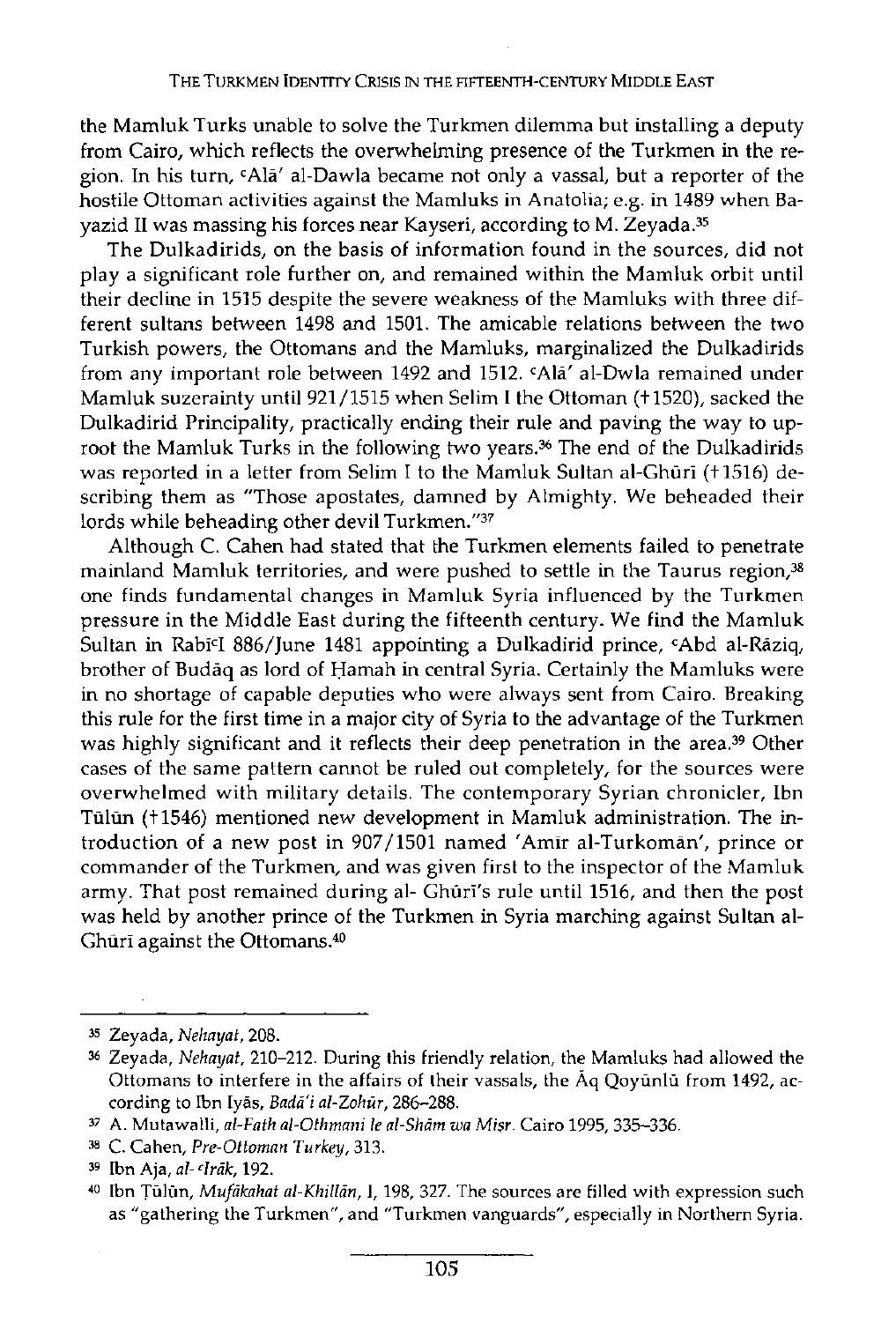the Mamluk Turks unable to solve the Turkmen dilemma but installing a deputy from Cairo, which reflects the overwhelming presence of the Turkmen in the region. In his turn, ʿAlā' al-Dawla became not only a vassal, but a reporter of the hostile Ottoman activities against the Mamluks in Anatolia; e.g. in 1489 when Bayazid II was massing his forces near Kayseri, according to M. Zeyada.[35]

The Dulkadirids, on the basis of information found in the sources, did not play a significant role further on, and remained within the Mamluk orbit until their decline in 1515 despite the severe weakness of the Mamluks with three different sultans between 1498 and 1501. The amicable relations between the two Turkish powers, the Ottomans and the Mamluks, marginalized the Dulkadirids from any important role between 1492 and 1512. ʿAlā' al-Dwla remained under Mamluk suzerainty until 921/1515 when Selim I the Ottoman (†1520), sacked the Dulkadirid Principality, practically ending their rule and paving the way to uproot the Mamluk Turks in the following two years.[36] The end of the Dulkadirids was reported in a letter from Selim I to the Mamluk Sultan al-Ghūrī (†1516) describing them as "Those apostates, damned by Almighty. We beheaded their lords while beheading other devil Turkmen."[37]

Although C. Cahen had stated that the Turkmen elements failed to penetrate mainland Mamluk territories, and were pushed to settle in the Taurus region,[38] one finds fundamental changes in Mamluk Syria influenced by the Turkmen pressure in the Middle East during the fifteenth century. We find the Mamluk Sultan in RabīʿI 886/June 1481 appointing a Dulkadirid prince, ʿAbd al-Rāziq, brother of Budāq as lord of Ḥamah in central Syria. Certainly the Mamluks were in no shortage of capable deputies who were always sent from Cairo. Breaking this rule for the first time in a major city of Syria to the advantage of the Turkmen was highly significant and it reflects their deep penetration in the area.[39] Other cases of the same pattern cannot be ruled out completely, for the sources were overwhelmed with military details. The contemporary Syrian chronicler, Ibn Tūlūn (†1546) mentioned new development in Mamluk administration. The introduction of a new post in 907/1501 named 'Amīr al-Turkomān', prince or commander of the Turkmen, and was given first to the inspector of the Mamluk army. That post remained during al- Ghūrī's rule until 1516, and then the post was held by another prince of the Turkmen in Syria marching against Sultan al-Ghūrī against the Ottomans.[40]

---

[35] Zeyada, *Nehayat*, 208.

[36] Zeyada, *Nehayat*, 210–212. During this friendly relation, the Mamluks had allowed the Ottomans to interfere in the affairs of their vassals, the Āq Qoyūnlū from 1492, according to Ibn Iyās, *Badā'i al-Zohūr*, 286–288.

[37] A. Mutawalli, *al-Fath al-Othmani le al-Shām wa Miṣr*. Cairo 1995, 335–336.

[38] C. Cahen, *Pre-Ottoman Turkey*, 313.

[39] Ibn Aja, *al-ʿIrāk*, 192.

[40] Ibn Ṭūlūn, *Mufākahat al-Khillān*, I, 198, 327. The sources are filled with expression such as "gathering the Turkmen", and "Turkmen vanguards", especially in Northern Syria.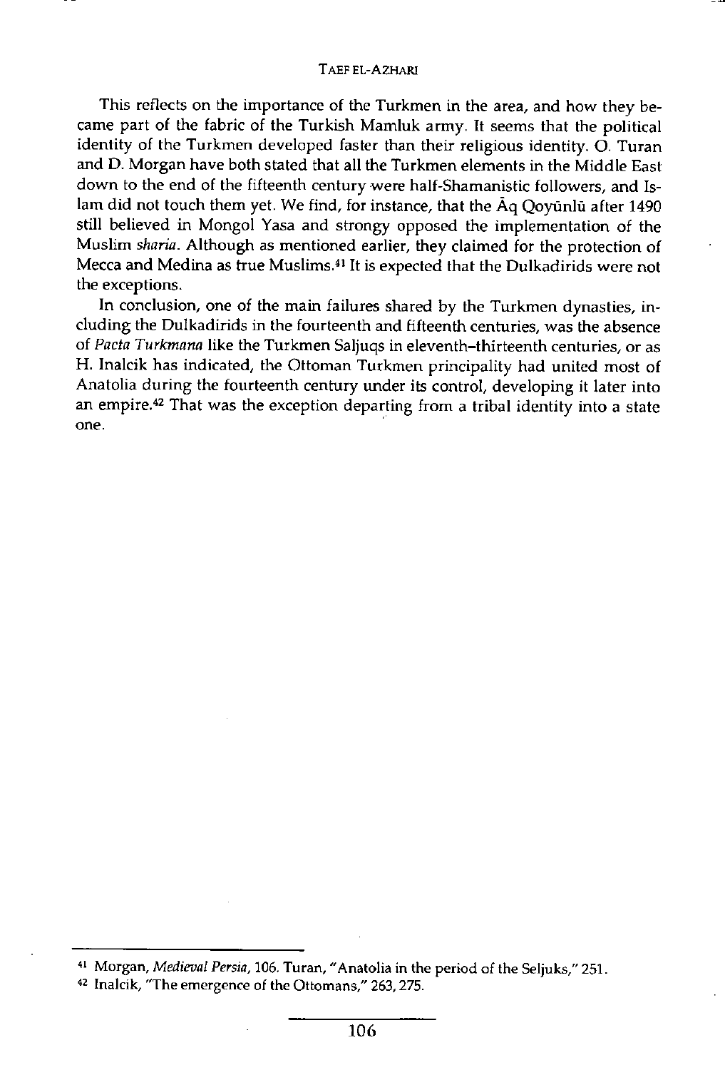This reflects on the importance of the Turkmen in the area, and how they became part of the fabric of the Turkish Mamluk army. It seems that the political identity of the Turkmen developed faster than their religious identity. O. Turan and D. Morgan have both stated that all the Turkmen elements in the Middle East down to the end of the fifteenth century were half-Shamanistic followers, and Islam did not touch them yet. We find, for instance, that the Āq Qoyūnlū after 1490 still believed in Mongol Yasa and strongy opposed the implementation of the Muslim *sharia*. Although as mentioned earlier, they claimed for the protection of Mecca and Medina as true Muslims.[41] It is expected that the Dulkadirids were not the exceptions.

In conclusion, one of the main failures shared by the Turkmen dynasties, including the Dulkadirids in the fourteenth and fifteenth centuries, was the absence of *Pacta Turkmana* like the Turkmen Saljuqs in eleventh–thirteenth centuries, or as H. Inalcik has indicated, the Ottoman Turkmen principality had united most of Anatolia during the fourteenth century under its control, developing it later into an empire.[42] That was the exception departing from a tribal identity into a state one.

---

[41] Morgan, *Medieval Persia*, 106. Turan, "Anatolia in the period of the Seljuks," 251.

[42] Inalcik, "The emergence of the Ottomans," 263, 275.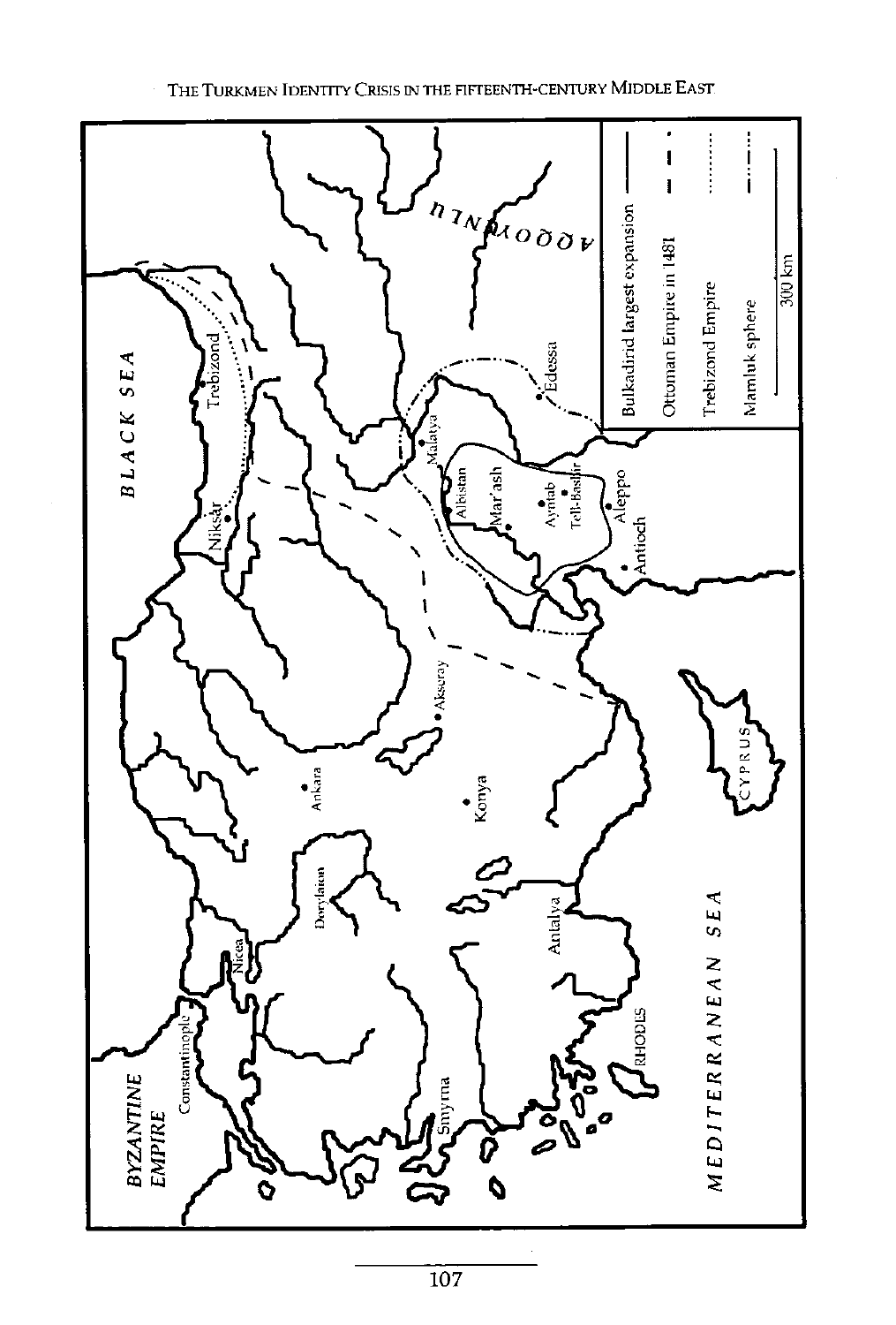Bulkadirid largest expansion

Ottoman Empire in 1481

Trebizond Empire

Mamluk sphere

300 km

AQQOYUNLU

BLACK SEA

MEDITERRANEAN SEA

BYZANTINE EMPIRE

Constantinople

Nicea

Dorylaion

Smyrna

RHODES

Antalya

Konya

Ankara

Aksaray

CYPRUS

Niksar

Trebizond

Malatya

Albistan

Mar'ash

Ayntab

Tell-Bashir

Aleppo

Antioch

Edessa